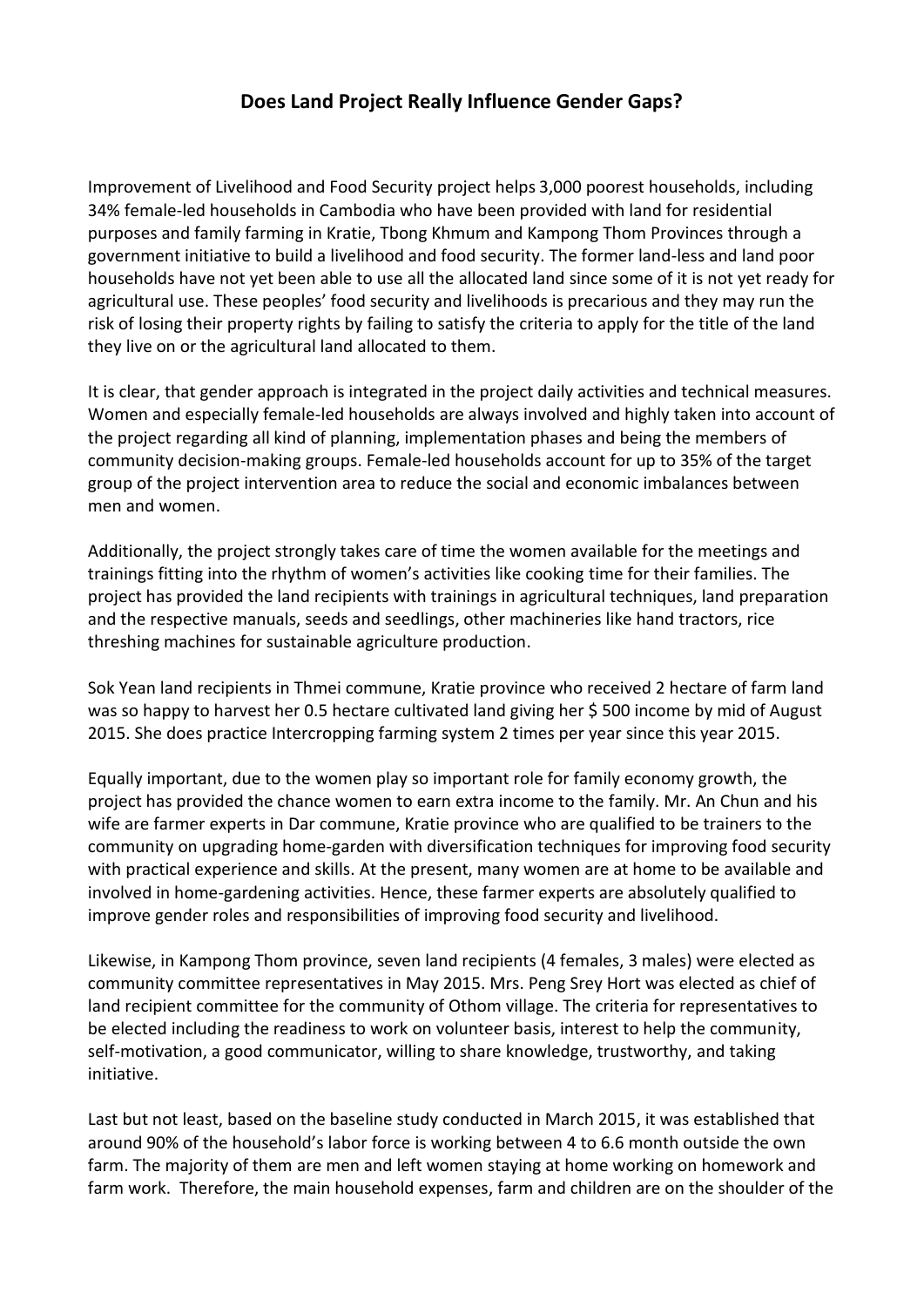# Does Land Project Really Influence Gender Gaps?

Improvement of Livelihood and Food Security project helps 3,000 poorest households, including 34% female-led households in Cambodia who have been provided with land for residential purposes and family farming in Kratie, Tbong Khmum and Kampong Thom Provinces through a government initiative to build a livelihood and food security. The former land-less and land poor households have not yet been able to use all the allocated land since some of it is not yet ready for agricultural use. These peoples' food security and livelihoods is precarious and they may run the risk of losing their property rights by failing to satisfy the criteria to apply for the title of the land they live on or the agricultural land allocated to them.

It is clear, that gender approach is integrated in the project daily activities and technical measures. Women and especially female-led households are always involved and highly taken into account of the project regarding all kind of planning, implementation phases and being the members of community decision-making groups. Female-led households account for up to 35% of the target group of the project intervention area to reduce the social and economic imbalances between men and women.

Additionally, the project strongly takes care of time the women available for the meetings and trainings fitting into the rhythm of women's activities like cooking time for their families. The project has provided the land recipients with trainings in agricultural techniques, land preparation and the respective manuals, seeds and seedlings, other machineries like hand tractors, rice threshing machines for sustainable agriculture production.

Sok Yean land recipients in Thmei commune, Kratie province who received 2 hectare of farm land was so happy to harvest her 0.5 hectare cultivated land giving her $ 500 income by mid of August 2015. She does practice Intercropping farming system 2 times per year since this year 2015.

Equally important, due to the women play so important role for family economy growth, the project has provided the chance women to earn extra income to the family. Mr. An Chun and his wife are farmer experts in Dar commune, Kratie province who are qualified to be trainers to the community on upgrading home-garden with diversification techniques for improving food security with practical experience and skills. At the present, many women are at home to be available and involved in home-gardening activities. Hence, these farmer experts are absolutely qualified to improve gender roles and responsibilities of improving food security and livelihood.

Likewise, in Kampong Thom province, seven land recipients (4 females, 3 males) were elected as community committee representatives in May 2015. Mrs. Peng Srey Hort was elected as chief of land recipient committee for the community of Othom village. The criteria for representatives to be elected including the readiness to work on volunteer basis, interest to help the community, self-motivation, a good communicator, willing to share knowledge, trustworthy, and taking initiative.

Last but not least, based on the baseline study conducted in March 2015, it was established that around 90% of the household's labor force is working between 4 to 6.6 month outside the own farm. The majority of them are men and left women staying at home working on homework and farm work. Therefore, the main household expenses, farm and children are on the shoulder of the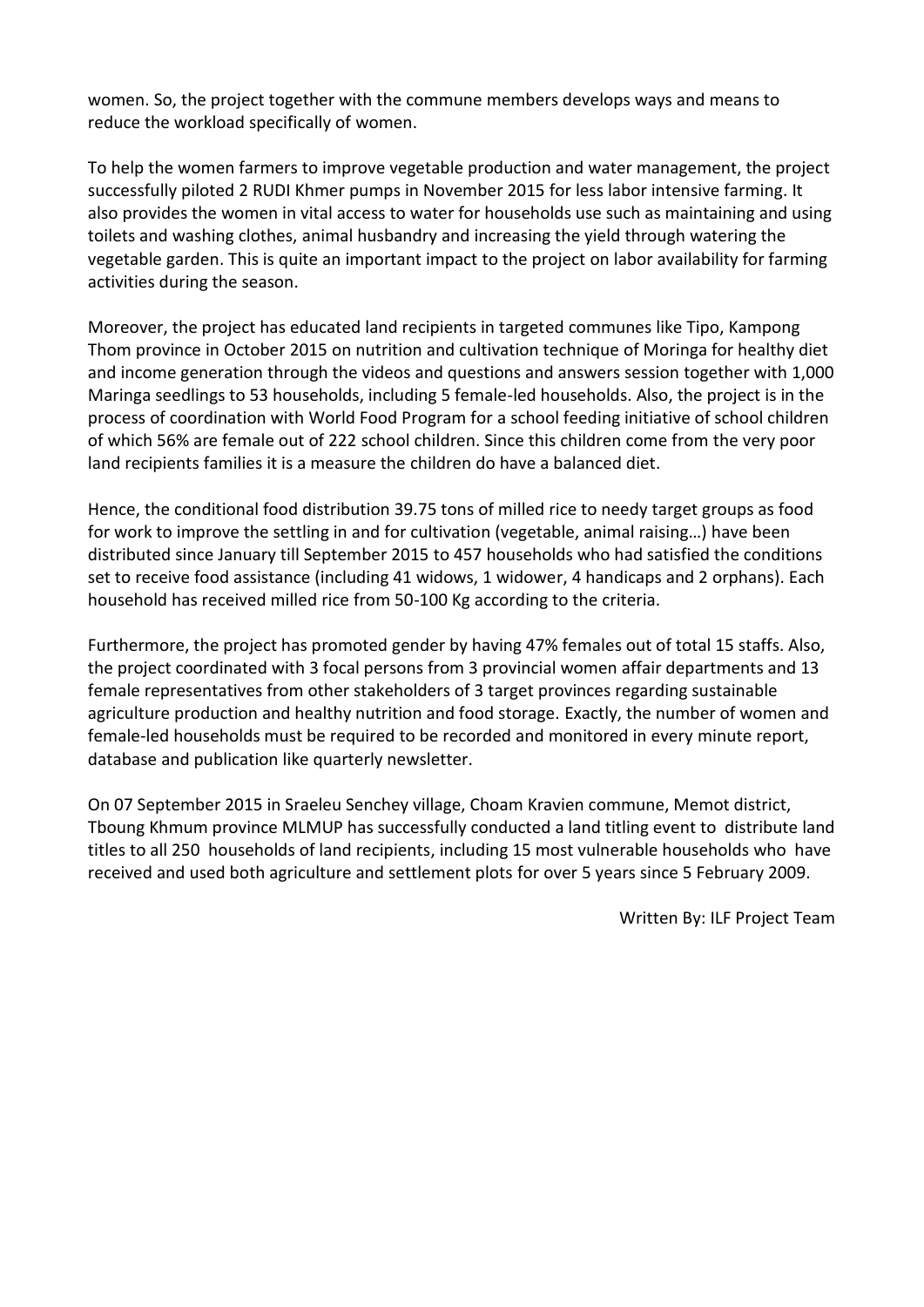women. So, the project together with the commune members develops ways and means to reduce the workload specifically of women.

To help the women farmers to improve vegetable production and water management, the project successfully piloted 2 RUDI Khmer pumps in November 2015 for less labor intensive farming. It also provides the women in vital access to water for households use such as maintaining and using toilets and washing clothes, animal husbandry and increasing the yield through watering the vegetable garden. This is quite an important impact to the project on labor availability for farming activities during the season.

Moreover, the project has educated land recipients in targeted communes like Tipo, Kampong Thom province in October 2015 on nutrition and cultivation technique of Moringa for healthy diet and income generation through the videos and questions and answers session together with 1,000 Maringa seedlings to 53 households, including 5 female-led households. Also, the project is in the process of coordination with World Food Program for a school feeding initiative of school children of which 56% are female out of 222 school children. Since this children come from the very poor land recipients families it is a measure the children do have a balanced diet.

Hence, the conditional food distribution 39.75 tons of milled rice to needy target groups as food for work to improve the settling in and for cultivation (vegetable, animal raising…) have been distributed since January till September 2015 to 457 households who had satisfied the conditions set to receive food assistance (including 41 widows, 1 widower, 4 handicaps and 2 orphans). Each household has received milled rice from 50-100 Kg according to the criteria.

Furthermore, the project has promoted gender by having 47% females out of total 15 staffs. Also, the project coordinated with 3 focal persons from 3 provincial women affair departments and 13 female representatives from other stakeholders of 3 target provinces regarding sustainable agriculture production and healthy nutrition and food storage. Exactly, the number of women and female-led households must be required to be recorded and monitored in every minute report, database and publication like quarterly newsletter.

On 07 September 2015 in Sraeleu Senchey village, Choam Kravien commune, Memot district, Tboung Khmum province MLMUP has successfully conducted a land titling event to distribute land titles to all 250 households of land recipients, including 15 most vulnerable households who have received and used both agriculture and settlement plots for over 5 years since 5 February 2009.

Written By: ILF Project Team